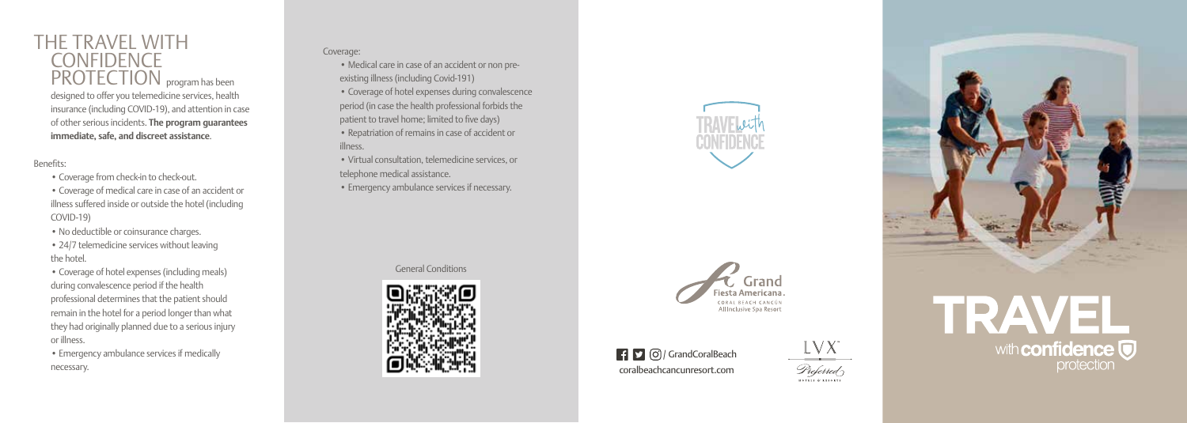# THE TRAVEL WITH CONFIDENCE PROTECTION

program has been designed to offer you telemedicine services, health insurance (including COVID-19), and attention in case of other serious incidents. **The program guarantees immediate, safe, and discreet assistance**.

Benefits:

- Coverage from check-in to check-out.
- Coverage of medical care in case of an accident or illness suffered inside or outside the hotel (including COVID-19)
- No deductible or coinsurance charges.
- 24/7 telemedicine services without leaving the hotel.
- Coverage of hotel expenses (including meals) during convalescence period if the health professional determines that the patient should remain in the hotel for a period longer than what they had originally planned due to a serious injury or illness.
- Emergency ambulance services if medically necessary.

Coverage:

- Medical care in case of an accident or non pre-existing illness (including Covid-191)
- Coverage of hotel expenses during convalescence period (in case the health professional forbids the patient to travel home; limited to five days)
- Repatriation of remains in case of accident or illness.
- Virtual consultation, telemedicine services, or telephone medical assistance.
- Emergency ambulance services if necessary.

General Conditions

TRAVEL with CONFIDENCE

Grand Fiesta Americana. CORAL BEACH CANCÚN All Inclusive Spa Resort

/ GrandCoralBeach

coralbeachcancunresort.com

LVX Preferred HOTELS & RESORTS

TRAVEL with confidence protection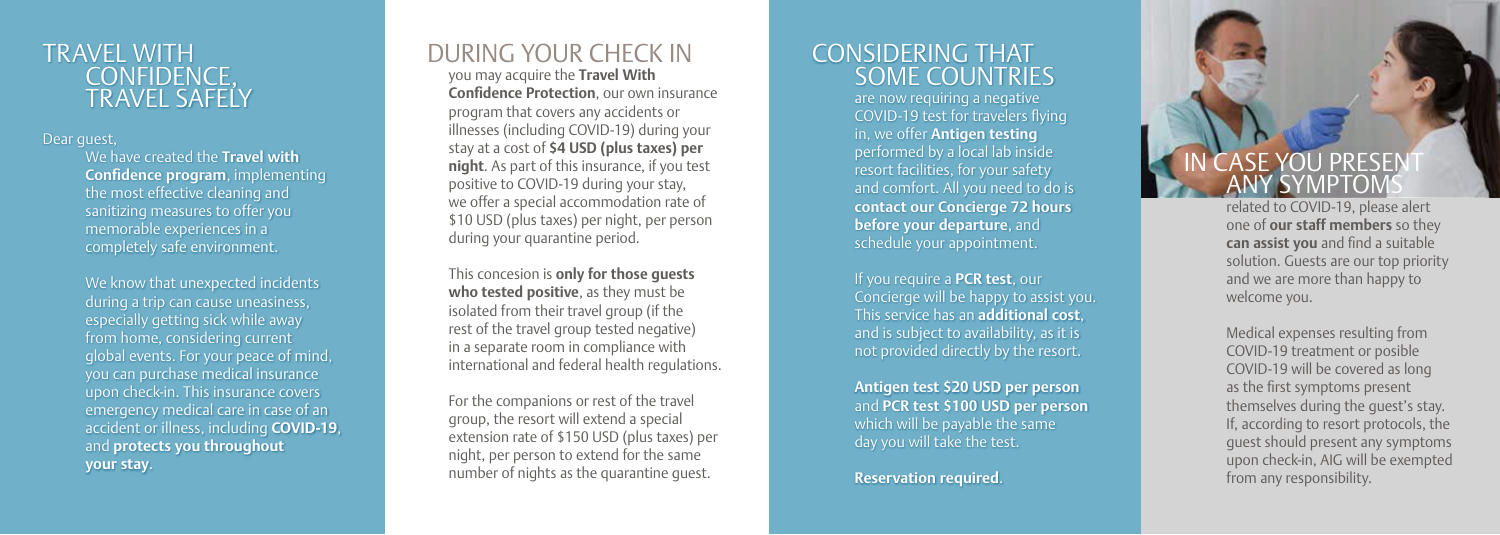## TRAVEL WITH CONFIDENCE, TRAVEL SAFELY

Dear guest,

We have created the **Travel with Confidence program**, implementing the most effective cleaning and sanitizing measures to offer you memorable experiences in a completely safe environment.

We know that unexpected incidents during a trip can cause uneasiness, especially getting sick while away from home, considering current global events. For your peace of mind, you can purchase medical insurance upon check-in. This insurance covers emergency medical care in case of an accident or illness, including **COVID-19**, and **protects you throughout your stay**.

## DURING YOUR CHECK IN

you may acquire the **Travel With Confidence Protection**, our own insurance program that covers any accidents or illnesses (including COVID-19) during your stay at a cost of **$4 USD (plus taxes) per night**. As part of this insurance, if you test positive to COVID-19 during your stay, we offer a special accommodation rate of $10 USD (plus taxes) per night, per person during your quarantine period.

This concesion is **only for those guests who tested positive**, as they must be isolated from their travel group (if the rest of the travel group tested negative) in a separate room in compliance with international and federal health regulations.

For the companions or rest of the travel group, the resort will extend a special extension rate of $150 USD (plus taxes) per night, per person to extend for the same number of nights as the quarantine guest.

## CONSIDERING THAT SOME COUNTRIES

are now requiring a negative COVID-19 test for travelers flying in, we offer **Antigen testing** performed by a local lab inside resort facilities, for your safety and comfort. All you need to do is **contact our Concierge 72 hours before your departure**, and schedule your appointment.

If you require a **PCR test**, our Concierge will be happy to assist you. This service has an **additional cost**, and is subject to availability, as it is not provided directly by the resort.

**Antigen test $20 USD per person** and **PCR test $100 USD per person** which will be payable the same day you will take the test.

**Reservation required**.

## IN CASE YOU PRESENT ANY SYMPTOMS

related to COVID-19, please alert one of **our staff members** so they **can assist you** and find a suitable solution. Guests are our top priority and we are more than happy to welcome you.

Medical expenses resulting from COVID-19 treatment or posible COVID-19 will be covered as long as the first symptoms present themselves during the guest's stay. If, according to resort protocols, the guest should present any symptoms upon check-in, AIG will be exempted from any responsibility.